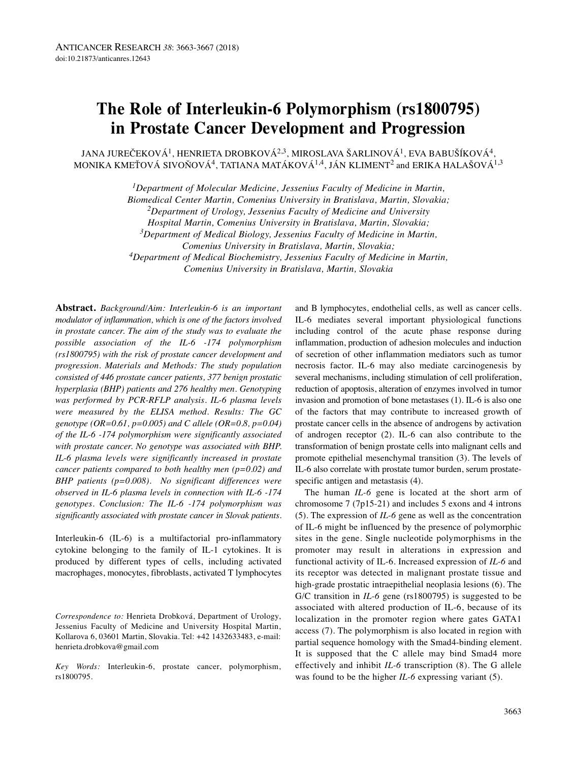# The Role of Interleukin-6 Polymorphism (rs1800795) in Prostate Cancer Development and Progression

JANA JUREČEKOVÁ[1], HENRIETA DROBKOVÁ[2,3], MIROSLAVA ŠARLINOVÁ[1], EVA BABUŠÍKOVÁ[4], MONIKA KMEŤOVÁ SIVOŇOVÁ[4], TATIANA MATÁKOVÁ[1,4], JÁN KLIMENT[2] and ERIKA HALAŠOVÁ[1,3]

[1]*Department of Molecular Medicine, Jessenius Faculty of Medicine in Martin, Biomedical Center Martin, Comenius University in Bratislava, Martin, Slovakia;*
[2]*Department of Urology, Jessenius Faculty of Medicine and University Hospital Martin, Comenius University in Bratislava, Martin, Slovakia;*
[3]*Department of Medical Biology, Jessenius Faculty of Medicine in Martin, Comenius University in Bratislava, Martin, Slovakia;*
[4]*Department of Medical Biochemistry, Jessenius Faculty of Medicine in Martin, Comenius University in Bratislava, Martin, Slovakia*

**Abstract.** *Background/Aim: Interleukin-6 is an important modulator of inflammation, which is one of the factors involved in prostate cancer. The aim of the study was to evaluate the possible association of the IL-6 -174 polymorphism (rs1800795) with the risk of prostate cancer development and progression. Materials and Methods: The study population consisted of 446 prostate cancer patients, 377 benign prostatic hyperplasia (BHP) patients and 276 healthy men. Genotyping was performed by PCR-RFLP analysis. IL-6 plasma levels were measured by the ELISA method. Results: The GC genotype (OR=0.61, p=0.005) and C allele (OR=0.8, p=0.04) of the IL-6 -174 polymorphism were significantly associated with prostate cancer. No genotype was associated with BHP. IL-6 plasma levels were significantly increased in prostate cancer patients compared to both healthy men (p=0.02) and BHP patients (p=0.008). No significant differences were observed in IL-6 plasma levels in connection with IL-6 -174 genotypes. Conclusion: The IL-6 -174 polymorphism was significantly associated with prostate cancer in Slovak patients.*

Interleukin-6 (IL-6) is a multifactorial pro-inflammatory cytokine belonging to the family of IL-1 cytokines. It is produced by different types of cells, including activated macrophages, monocytes, fibroblasts, activated T lymphocytes and B lymphocytes, endothelial cells, as well as cancer cells. IL-6 mediates several important physiological functions including control of the acute phase response during inflammation, production of adhesion molecules and induction of secretion of other inflammation mediators such as tumor necrosis factor. IL-6 may also mediate carcinogenesis by several mechanisms, including stimulation of cell proliferation, reduction of apoptosis, alteration of enzymes involved in tumor invasion and promotion of bone metastases (1). IL-6 is also one of the factors that may contribute to increased growth of prostate cancer cells in the absence of androgens by activation of androgen receptor (2). IL-6 can also contribute to the transformation of benign prostate cells into malignant cells and promote epithelial mesenchymal transition (3). The levels of IL-6 also correlate with prostate tumor burden, serum prostate-specific antigen and metastasis (4).

The human *IL-6* gene is located at the short arm of chromosome 7 (7p15-21) and includes 5 exons and 4 introns (5). The expression of *IL-6* gene as well as the concentration of IL-6 might be influenced by the presence of polymorphic sites in the gene. Single nucleotide polymorphisms in the promoter may result in alterations in expression and functional activity of IL-6. Increased expression of *IL-6* and its receptor was detected in malignant prostate tissue and high-grade prostatic intraepithelial neoplasia lesions (6). The G/C transition in *IL-6* gene (rs1800795) is suggested to be associated with altered production of IL-6, because of its localization in the promoter region where gates GATA1 access (7). The polymorphism is also located in region with partial sequence homology with the Smad4-binding element. It is supposed that the C allele may bind Smad4 more effectively and inhibit *IL-6* transcription (8). The G allele was found to be the higher *IL-6* expressing variant (5).

*Correspondence to:* Henrieta Drobková, Department of Urology, Jessenius Faculty of Medicine and University Hospital Martin, Kollarova 6, 03601 Martin, Slovakia. Tel: +42 1432633483, e-mail: henrieta.drobkova@gmail.com

*Key Words:* Interleukin-6, prostate cancer, polymorphism, rs1800795.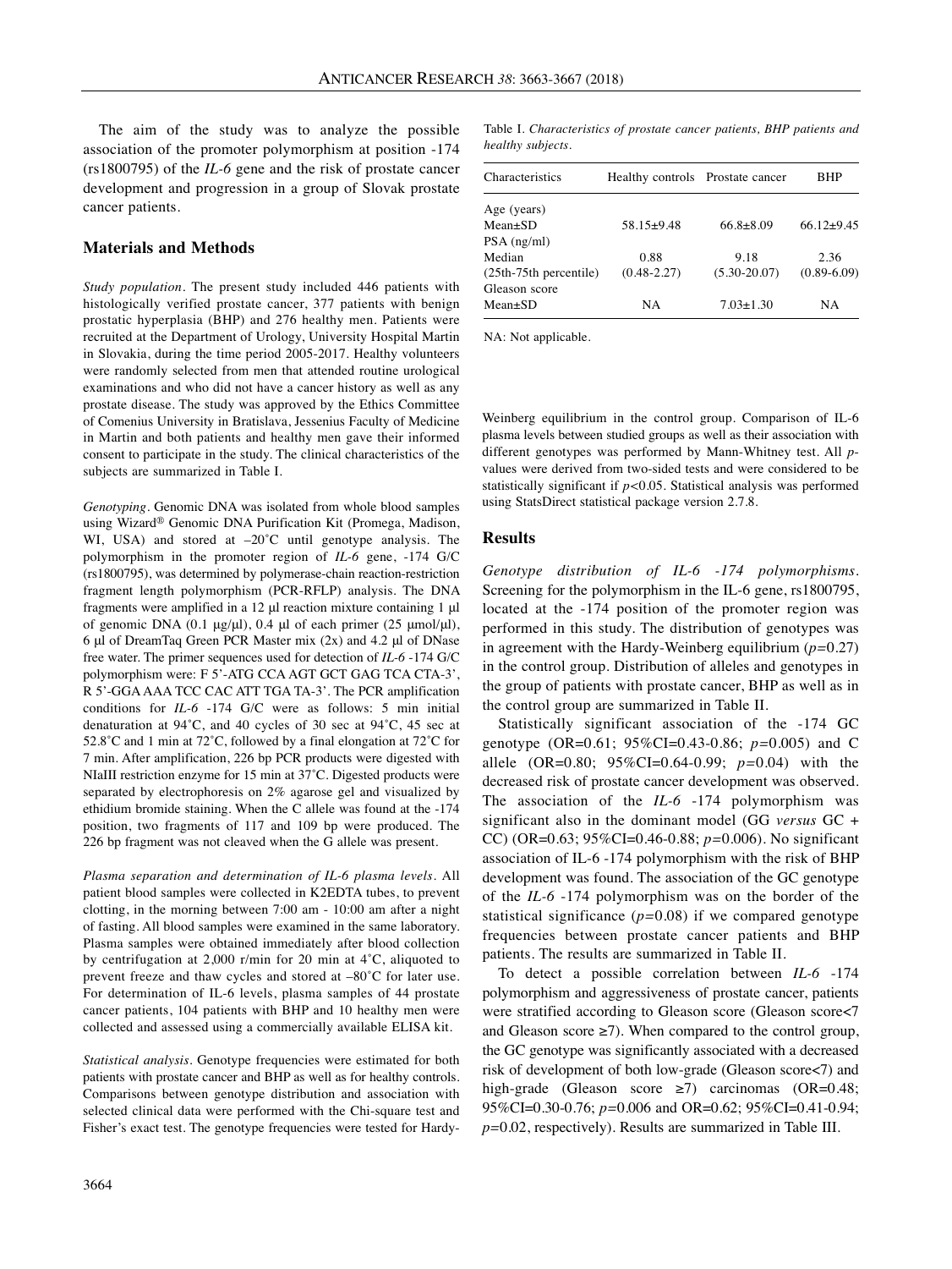The aim of the study was to analyze the possible association of the promoter polymorphism at position -174 (rs1800795) of the *IL-6* gene and the risk of prostate cancer development and progression in a group of Slovak prostate cancer patients.

## Materials and Methods

*Study population.* The present study included 446 patients with histologically verified prostate cancer, 377 patients with benign prostatic hyperplasia (BHP) and 276 healthy men. Patients were recruited at the Department of Urology, University Hospital Martin in Slovakia, during the time period 2005-2017. Healthy volunteers were randomly selected from men that attended routine urological examinations and who did not have a cancer history as well as any prostate disease. The study was approved by the Ethics Committee of Comenius University in Bratislava, Jessenius Faculty of Medicine in Martin and both patients and healthy men gave their informed consent to participate in the study. The clinical characteristics of the subjects are summarized in Table I.

*Genotyping.* Genomic DNA was isolated from whole blood samples using Wizard® Genomic DNA Purification Kit (Promega, Madison, WI, USA) and stored at –20˚C until genotype analysis. The polymorphism in the promoter region of *IL-6* gene, -174 G/C (rs1800795), was determined by polymerase-chain reaction-restriction fragment length polymorphism (PCR-RFLP) analysis. The DNA fragments were amplified in a 12 μl reaction mixture containing 1 μl of genomic DNA (0.1 μg/μl), 0.4 μl of each primer (25 μmol/μl), 6 μl of DreamTaq Green PCR Master mix (2x) and 4.2 μl of DNase free water. The primer sequences used for detection of *IL-6* -174 G/C polymorphism were: F 5'-ATG CCA AGT GCT GAG TCA CTA-3', R 5'-GGA AAA TCC CAC ATT TGA TA-3'. The PCR amplification conditions for *IL-6* -174 G/C were as follows: 5 min initial denaturation at 94˚C, and 40 cycles of 30 sec at 94˚C, 45 sec at 52.8˚C and 1 min at 72˚C, followed by a final elongation at 72˚C for 7 min. After amplification, 226 bp PCR products were digested with NlaIII restriction enzyme for 15 min at 37˚C. Digested products were separated by electrophoresis on 2% agarose gel and visualized by ethidium bromide staining. When the C allele was found at the -174 position, two fragments of 117 and 109 bp were produced. The 226 bp fragment was not cleaved when the G allele was present.

*Plasma separation and determination of IL-6 plasma levels.* All patient blood samples were collected in K2EDTA tubes, to prevent clotting, in the morning between 7:00 am - 10:00 am after a night of fasting. All blood samples were examined in the same laboratory. Plasma samples were obtained immediately after blood collection by centrifugation at 2,000 r/min for 20 min at 4˚C, aliquoted to prevent freeze and thaw cycles and stored at –80˚C for later use. For determination of IL-6 levels, plasma samples of 44 prostate cancer patients, 104 patients with BHP and 10 healthy men were collected and assessed using a commercially available ELISA kit.

*Statistical analysis.* Genotype frequencies were estimated for both patients with prostate cancer and BHP as well as for healthy controls. Comparisons between genotype distribution and association with selected clinical data were performed with the Chi-square test and Fisher's exact test. The genotype frequencies were tested for Hardy-Weinberg equilibrium in the control group. Comparison of IL-6 plasma levels between studied groups as well as their association with different genotypes was performed by Mann-Whitney test. All *p*-values were derived from two-sided tests and were considered to be statistically significant if $p<0.05$. Statistical analysis was performed using StatsDirect statistical package version 2.7.8.

Table I. *Characteristics of prostate cancer patients, BHP patients and healthy subjects.*

| Characteristics | Healthy controls | Prostate cancer | BHP |
|---|---|---|---|
| Age (years) | | | |
| Mean±SD | 58.15±9.48 | 66.8±8.09 | 66.12±9.45 |
| PSA (ng/ml) | | | |
| Median | 0.88 | 9.18 | 2.36 |
| (25th-75th percentile) | (0.48-2.27) | (5.30-20.07) | (0.89-6.09) |
| Gleason score | | | |
| Mean±SD | NA | 7.03±1.30 | NA |

NA: Not applicable.

## Results

*Genotype distribution of IL-6 -174 polymorphisms.* Screening for the polymorphism in the IL-6 gene, rs1800795, located at the -174 position of the promoter region was performed in this study. The distribution of genotypes was in agreement with the Hardy-Weinberg equilibrium ($p=0.27$) in the control group. Distribution of alleles and genotypes in the group of patients with prostate cancer, BHP as well as in the control group are summarized in Table II.

Statistically significant association of the -174 GC genotype (OR=0.61; 95%CI=0.43-0.86; $p=0.005$) and C allele (OR=0.80; 95%CI=0.64-0.99; $p=0.04$) with the decreased risk of prostate cancer development was observed. The association of the *IL-6* -174 polymorphism was significant also in the dominant model (GG *versus* GC + CC) (OR=0.63; 95%CI=0.46-0.88; $p=0.006$). No significant association of IL-6 -174 polymorphism with the risk of BHP development was found. The association of the GC genotype of the *IL-6* -174 polymorphism was on the border of the statistical significance ($p=0.08$) if we compared genotype frequencies between prostate cancer patients and BHP patients. The results are summarized in Table II.

To detect a possible correlation between *IL-6* -174 polymorphism and aggressiveness of prostate cancer, patients were stratified according to Gleason score (Gleason score<7 and Gleason score ≥7). When compared to the control group, the GC genotype was significantly associated with a decreased risk of development of both low-grade (Gleason score<7) and high-grade (Gleason score ≥7) carcinomas (OR=0.48; 95%CI=0.30-0.76; $p=0.006$ and OR=0.62; 95%CI=0.41-0.94; $p=0.02$, respectively). Results are summarized in Table III.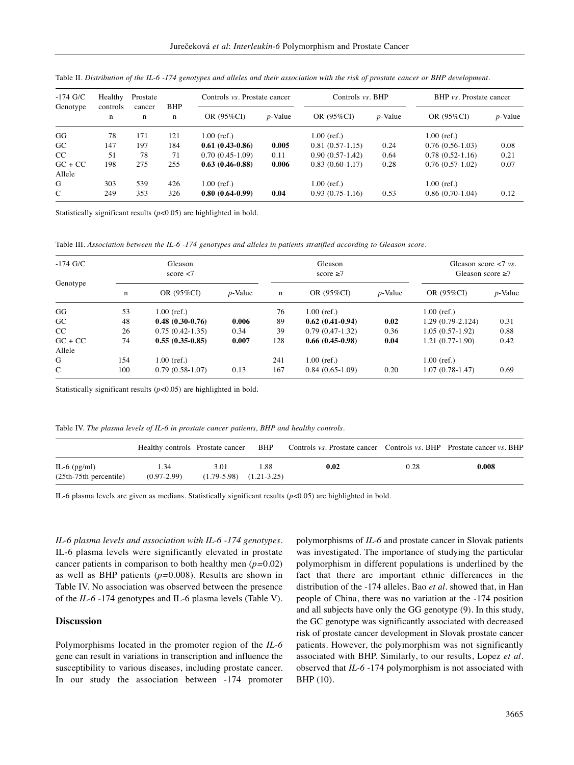Table II. *Distribution of the IL-6 -174 genotypes and alleles and their association with the risk of prostate cancer or BHP development.*

| -174 G/C Genotype | Healthy controls n | Prostate cancer n | BHP n | Controls *vs*. Prostate cancer OR (95%CI) | *p*-Value | Controls *vs*. BHP OR (95%CI) | *p*-Value | BHP *vs*. Prostate cancer OR (95%CI) | *p*-Value |
|---|---|---|---|---|---|---|---|---|---|
| GG | 78 | 171 | 121 | 1.00 (ref.) | | 1.00 (ref.) | | 1.00 (ref.) | |
| GC | 147 | 197 | 184 | **0.61 (0.43-0.86)** | **0.005** | 0.81 (0.57-1.15) | 0.24 | 0.76 (0.56-1.03) | 0.08 |
| CC | 51 | 78 | 71 | 0.70 (0.45-1.09) | 0.11 | 0.90 (0.57-1.42) | 0.64 | 0.78 (0.52-1.16) | 0.21 |
| GC + CC | 198 | 275 | 255 | **0.63 (0.46-0.88)** | **0.006** | 0.83 (0.60-1.17) | 0.28 | 0.76 (0.57-1.02) | 0.07 |
| Allele | | | | | | | | | |
| G | 303 | 539 | 426 | 1.00 (ref.) | | 1.00 (ref.) | | 1.00 (ref.) | |
| C | 249 | 353 | 326 | **0.80 (0.64-0.99)** | **0.04** | 0.93 (0.75-1.16) | 0.53 | 0.86 (0.70-1.04) | 0.12 |

Statistically significant results ($p<0.05$) are highlighted in bold.

Table III. *Association between the IL-6 -174 genotypes and alleles in patients stratified according to Gleason score.*

| -174 G/C Genotype | Gleason score <7 n | OR (95%CI) | *p*-Value | Gleason score ≥7 n | OR (95%CI) | *p*-Value | Gleason score <7 *vs*. Gleason score ≥7 OR (95%CI) | *p*-Value |
|---|---|---|---|---|---|---|---|---|
| GG | 53 | 1.00 (ref.) | | 76 | 1.00 (ref.) | | 1.00 (ref.) | |
| GC | 48 | **0.48 (0.30-0.76)** | **0.006** | 89 | **0.62 (0.41-0.94)** | **0.02** | 1.29 (0.79-2.124) | 0.31 |
| CC | 26 | 0.75 (0.42-1.35) | 0.34 | 39 | 0.79 (0.47-1.32) | 0.36 | 1.05 (0.57-1.92) | 0.88 |
| GC + CC | 74 | **0.55 (0.35-0.85)** | **0.007** | 128 | **0.66 (0.45-0.98)** | **0.04** | 1.21 (0.77-1.90) | 0.42 |
| Allele | | | | | | | | |
| G | 154 | 1.00 (ref.) | | 241 | 1.00 (ref.) | | 1.00 (ref.) | |
| C | 100 | 0.79 (0.58-1.07) | 0.13 | 167 | 0.84 (0.65-1.09) | 0.20 | 1.07 (0.78-1.47) | 0.69 |

Statistically significant results ($p<0.05$) are highlighted in bold.

Table IV. *The plasma levels of IL-6 in prostate cancer patients, BHP and healthy controls.*

| | Healthy controls | Prostate cancer | BHP | Controls *vs*. Prostate cancer | Controls *vs*. BHP | Prostate cancer *vs*. BHP |
|---|---|---|---|---|---|---|
| IL-6 (pg/ml) (25th-75th percentile) | 1.34 (0.97-2.99) | 3.01 (1.79-5.98) | 1.88 (1.21-3.25) | **0.02** | 0.28 | **0.008** |

IL-6 plasma levels are given as medians. Statistically significant results ($p<0.05$) are highlighted in bold.

*IL-6 plasma levels and association with IL-6 -174 genotypes*. IL-6 plasma levels were significantly elevated in prostate cancer patients in comparison to both healthy men ($p=0.02$) as well as BHP patients ($p=0.008$). Results are shown in Table IV. No association was observed between the presence of the *IL-6* -174 genotypes and IL-6 plasma levels (Table V).

## Discussion

Polymorphisms located in the promoter region of the *IL-6* gene can result in variations in transcription and influence the susceptibility to various diseases, including prostate cancer. In our study the association between -174 promoter polymorphisms of *IL-6* and prostate cancer in Slovak patients was investigated. The importance of studying the particular polymorphism in different populations is underlined by the fact that there are important ethnic differences in the distribution of the -174 alleles. Bao *et al*. showed that, in Han people of China, there was no variation at the -174 position and all subjects have only the GG genotype (9). In this study, the GC genotype was significantly associated with decreased risk of prostate cancer development in Slovak prostate cancer patients. However, the polymorphism was not significantly associated with BHP. Similarly, to our results, Lopez *et al*. observed that *IL-6* -174 polymorphism is not associated with BHP (10).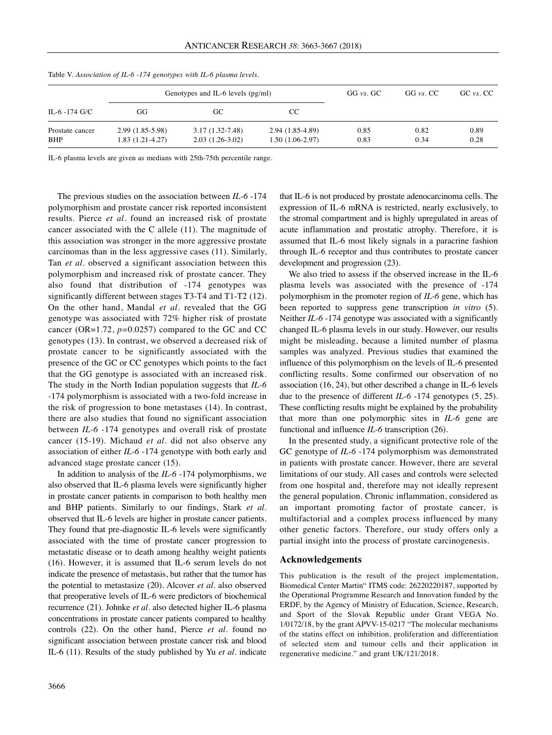Table V. *Association of IL-6 -174 genotypes with IL-6 plasma levels.*

| IL-6 -174 G/C | Genotypes and IL-6 levels (pg/ml) | | | GG *vs*. GC | GG *vs*. CC | GC *vs*. CC |
|---|---|---|---|---|---|---|
| | GG | GC | CC | | | |
| Prostate cancer | 2.99 (1.85-5.98) | 3.17 (1.32-7.48) | 2.94 (1.85-4.89) | 0.85 | 0.82 | 0.89 |
| BHP | 1.83 (1.21-4.27) | 2.03 (1.26-3.02) | 1.50 (1.06-2.97) | 0.83 | 0.34 | 0.28 |

IL-6 plasma levels are given as medians with 25th-75th percentile range.

The previous studies on the association between *IL-6* -174 polymorphism and prostate cancer risk reported inconsistent results. Pierce *et al*. found an increased risk of prostate cancer associated with the C allele (11). The magnitude of this association was stronger in the more aggressive prostate carcinomas than in the less aggressive cases (11). Similarly, Tan *et al*. observed a significant association between this polymorphism and increased risk of prostate cancer. They also found that distribution of -174 genotypes was significantly different between stages T3-T4 and T1-T2 (12). On the other hand, Mandal *et al*. revealed that the GG genotype was associated with 72% higher risk of prostate cancer (OR=1.72, $p$=0.0257) compared to the GC and CC genotypes (13). In contrast, we observed a decreased risk of prostate cancer to be significantly associated with the presence of the GC or CC genotypes which points to the fact that the GG genotype is associated with an increased risk. The study in the North Indian population suggests that *IL-6* -174 polymorphism is associated with a two-fold increase in the risk of progression to bone metastases (14). In contrast, there are also studies that found no significant association between *IL-6* -174 genotypes and overall risk of prostate cancer (15-19). Michaud *et al*. did not also observe any association of either *IL-6* -174 genotype with both early and advanced stage prostate cancer (15).

In addition to analysis of the *IL-6* -174 polymorphisms, we also observed that IL-6 plasma levels were significantly higher in prostate cancer patients in comparison to both healthy men and BHP patients. Similarly to our findings, Stark *et al*. observed that IL-6 levels are higher in prostate cancer patients. They found that pre-diagnostic IL-6 levels were significantly associated with the time of prostate cancer progression to metastatic disease or to death among healthy weight patients (16). However, it is assumed that IL-6 serum levels do not indicate the presence of metastasis, but rather that the tumor has the potential to metastasize (20). Alcover *et al*. also observed that preoperative levels of IL-6 were predictors of biochemical recurrence (21). Johnke *et al*. also detected higher IL-6 plasma concentrations in prostate cancer patients compared to healthy controls (22). On the other hand, Pierce *et al*. found no significant association between prostate cancer risk and blood IL-6 (11). Results of the study published by Yu *et al*. indicate that IL-6 is not produced by prostate adenocarcinoma cells. The expression of IL-6 mRNA is restricted, nearly exclusively, to the stromal compartment and is highly upregulated in areas of acute inflammation and prostatic atrophy. Therefore, it is assumed that IL-6 most likely signals in a paracrine fashion through IL-6 receptor and thus contributes to prostate cancer development and progression (23).

We also tried to assess if the observed increase in the IL-6 plasma levels was associated with the presence of -174 polymorphism in the promoter region of *IL-6* gene, which has been reported to suppress gene transcription *in vitro* (5). Neither *IL-6* -174 genotype was associated with a significantly changed IL-6 plasma levels in our study. However, our results might be misleading, because a limited number of plasma samples was analyzed. Previous studies that examined the influence of this polymorphism on the levels of IL-6 presented conflicting results. Some confirmed our observation of no association (16, 24), but other described a change in IL-6 levels due to the presence of different *IL-6* -174 genotypes (5, 25). These conflicting results might be explained by the probability that more than one polymorphic sites in *IL-6* gene are functional and influence *IL-6* transcription (26).

In the presented study, a significant protective role of the GC genotype of *IL-6* -174 polymorphism was demonstrated in patients with prostate cancer. However, there are several limitations of our study. All cases and controls were selected from one hospital and, therefore may not ideally represent the general population. Chronic inflammation, considered as an important promoting factor of prostate cancer, is multifactorial and a complex process influenced by many other genetic factors. Therefore, our study offers only a partial insight into the process of prostate carcinogenesis.

## Acknowledgements

This publication is the result of the project implementation, Biomedical Center Martin" ITMS code: 26220220187, supported by the Operational Programme Research and Innovation funded by the ERDF, by the Agency of Ministry of Education, Science, Research, and Sport of the Slovak Republic under Grant VEGA No. 1/0172/18, by the grant APVV-15-0217 "The molecular mechanisms of the statins effect on inhibition, proliferation and differentiation of selected stem and tumour cells and their application in regenerative medicine." and grant UK/121/2018.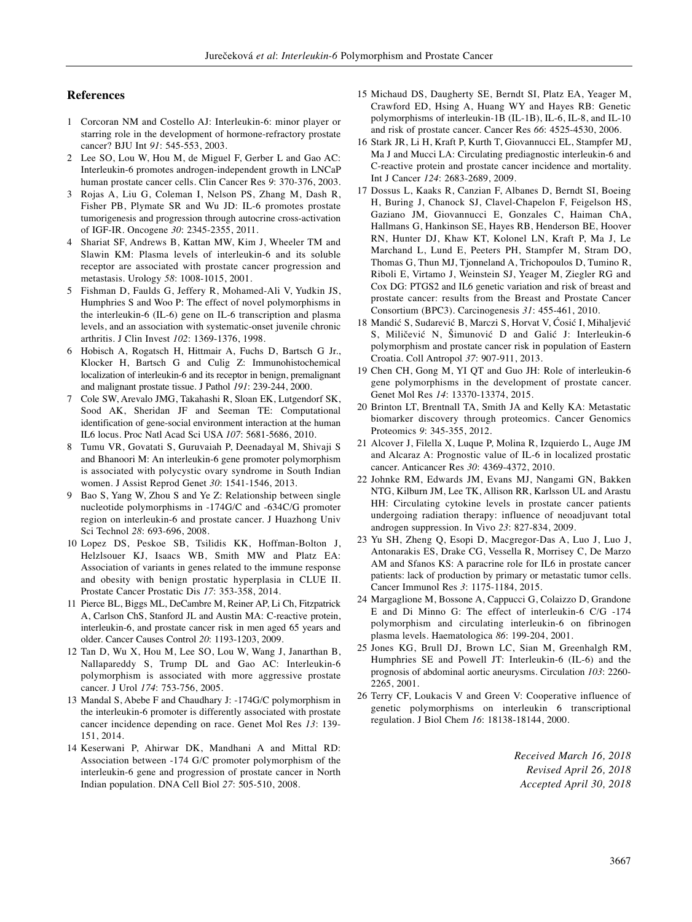## References

1 Corcoran NM and Costello AJ: Interleukin-6: minor player or starring role in the development of hormone-refractory prostate cancer? BJU Int *91*: 545-553, 2003.

2 Lee SO, Lou W, Hou M, de Miguel F, Gerber L and Gao AC: Interleukin-6 promotes androgen-independent growth in LNCaP human prostate cancer cells. Clin Cancer Res *9*: 370-376, 2003.

3 Rojas A, Liu G, Coleman I, Nelson PS, Zhang M, Dash R, Fisher PB, Plymate SR and Wu JD: IL-6 promotes prostate tumorigenesis and progression through autocrine cross-activation of IGF-IR. Oncogene *30*: 2345-2355, 2011.

4 Shariat SF, Andrews B, Kattan MW, Kim J, Wheeler TM and Slawin KM: Plasma levels of interleukin-6 and its soluble receptor are associated with prostate cancer progression and metastasis. Urology *58*: 1008-1015, 2001.

5 Fishman D, Faulds G, Jeffery R, Mohamed-Ali V, Yudkin JS, Humphries S and Woo P: The effect of novel polymorphisms in the interleukin-6 (IL-6) gene on IL-6 transcription and plasma levels, and an association with systematic-onset juvenile chronic arthritis. J Clin Invest *102*: 1369-1376, 1998.

6 Hobisch A, Rogatsch H, Hittmair A, Fuchs D, Bartsch G Jr., Klocker H, Bartsch G and Culig Z: Immunohistochemical localization of interleukin-6 and its receptor in benign, premalignant and malignant prostate tissue. J Pathol *191*: 239-244, 2000.

7 Cole SW, Arevalo JMG, Takahashi R, Sloan EK, Lutgendorf SK, Sood AK, Sheridan JF and Seeman TE: Computational identification of gene-social environment interaction at the human IL6 locus. Proc Natl Acad Sci USA *107*: 5681-5686, 2010.

8 Tumu VR, Govatati S, Guruvaiah P, Deenadayal M, Shivaji S and Bhanoori M: An interleukin-6 gene promoter polymorphism is associated with polycystic ovary syndrome in South Indian women. J Assist Reprod Genet *30*: 1541-1546, 2013.

9 Bao S, Yang W, Zhou S and Ye Z: Relationship between single nucleotide polymorphisms in -174G/C and -634C/G promoter region on interleukin-6 and prostate cancer. J Huazhong Univ Sci Technol *28*: 693-696, 2008.

10 Lopez DS, Peskoe SB, Tsilidis KK, Hoffman-Bolton J, Helzlsouer KJ, Isaacs WB, Smith MW and Platz EA: Association of variants in genes related to the immune response and obesity with benign prostatic hyperplasia in CLUE II. Prostate Cancer Prostatic Dis *17*: 353-358, 2014.

11 Pierce BL, Biggs ML, DeCambre M, Reiner AP, Li Ch, Fitzpatrick A, Carlson ChS, Stanford JL and Austin MA: C-reactive protein, interleukin-6, and prostate cancer risk in men aged 65 years and older. Cancer Causes Control *20*: 1193-1203, 2009.

12 Tan D, Wu X, Hou M, Lee SO, Lou W, Wang J, Janarthan B, Nallapareddy S, Trump DL and Gao AC: Interleukin-6 polymorphism is associated with more aggressive prostate cancer. J Urol *174*: 753-756, 2005.

13 Mandal S, Abebe F and Chaudhary J: -174G/C polymorphism in the interleukin-6 promoter is differently associated with prostate cancer incidence depending on race. Genet Mol Res *13*: 139-151, 2014.

14 Keserwani P, Ahirwar DK, Mandhani A and Mittal RD: Association between -174 G/C promoter polymorphism of the interleukin-6 gene and progression of prostate cancer in North Indian population. DNA Cell Biol *27*: 505-510, 2008.

15 Michaud DS, Daugherty SE, Berndt SI, Platz EA, Yeager M, Crawford ED, Hsing A, Huang WY and Hayes RB: Genetic polymorphisms of interleukin-1B (IL-1B), IL-6, IL-8, and IL-10 and risk of prostate cancer. Cancer Res *66*: 4525-4530, 2006.

16 Stark JR, Li H, Kraft P, Kurth T, Giovannucci EL, Stampfer MJ, Ma J and Mucci LA: Circulating prediagnostic interleukin-6 and C-reactive protein and prostate cancer incidence and mortality. Int J Cancer *124*: 2683-2689, 2009.

17 Dossus L, Kaaks R, Canzian F, Albanes D, Berndt SI, Boeing H, Buring J, Chanock SJ, Clavel-Chapelon F, Feigelson HS, Gaziano JM, Giovannucci E, Gonzales C, Haiman ChA, Hallmans G, Hankinson SE, Hayes RB, Henderson BE, Hoover RN, Hunter DJ, Khaw KT, Kolonel LN, Kraft P, Ma J, Le Marchand L, Lund E, Peeters PH, Stampfer M, Stram DO, Thomas G, Thun MJ, Tjonneland A, Trichopoulos D, Tumino R, Riboli E, Virtamo J, Weinstein SJ, Yeager M, Ziegler RG and Cox DG: PTGS2 and IL6 genetic variation and risk of breast and prostate cancer: results from the Breast and Prostate Cancer Consortium (BPC3). Carcinogenesis *31*: 455-461, 2010.

18 Mandić S, Sudarević B, Marczi S, Horvat V, Ćosić I, Mihaljević S, Miličević N, Šimunović D and Galić J: Interleukin-6 polymorphism and prostate cancer risk in population of Eastern Croatia. Coll Antropol *37*: 907-911, 2013.

19 Chen CH, Gong M, YI QT and Guo JH: Role of interleukin-6 gene polymorphisms in the development of prostate cancer. Genet Mol Res *14*: 13370-13374, 2015.

20 Brinton LT, Brentnall TA, Smith JA and Kelly KA: Metastatic biomarker discovery through proteomics. Cancer Genomics Proteomics *9*: 345-355, 2012.

21 Alcover J, Filella X, Luque P, Molina R, Izquierdo L, Auge JM and Alcaraz A: Prognostic value of IL-6 in localized prostatic cancer. Anticancer Res *30*: 4369-4372, 2010.

22 Johnke RM, Edwards JM, Evans MJ, Nangami GN, Bakken NTG, Kilburn JM, Lee TK, Allison RR, Karlsson UL and Arastu HH: Circulating cytokine levels in prostate cancer patients undergoing radiation therapy: influence of neoadjuvant total androgen suppression. In Vivo *23*: 827-834, 2009.

23 Yu SH, Zheng Q, Esopi D, Macgregor-Das A, Luo J, Luo J, Antonarakis ES, Drake CG, Vessella R, Morrisey C, De Marzo AM and Sfanos KS: A paracrine role for IL6 in prostate cancer patients: lack of production by primary or metastatic tumor cells. Cancer Immunol Res *3*: 1175-1184, 2015.

24 Margaglione M, Bossone A, Cappucci G, Colaizzo D, Grandone E and Di Minno G: The effect of interleukin-6 C/G -174 polymorphism and circulating interleukin-6 on fibrinogen plasma levels. Haematologica *86*: 199-204, 2001.

25 Jones KG, Brull DJ, Brown LC, Sian M, Greenhalgh RM, Humphries SE and Powell JT: Interleukin-6 (IL-6) and the prognosis of abdominal aortic aneurysms. Circulation *103*: 2260-2265, 2001.

26 Terry CF, Loukacis V and Green V: Cooperative influence of genetic polymorphisms on interleukin 6 transcriptional regulation. J Biol Chem *16*: 18138-18144, 2000.

*Received March 16, 2018*
*Revised April 26, 2018*
*Accepted April 30, 2018*